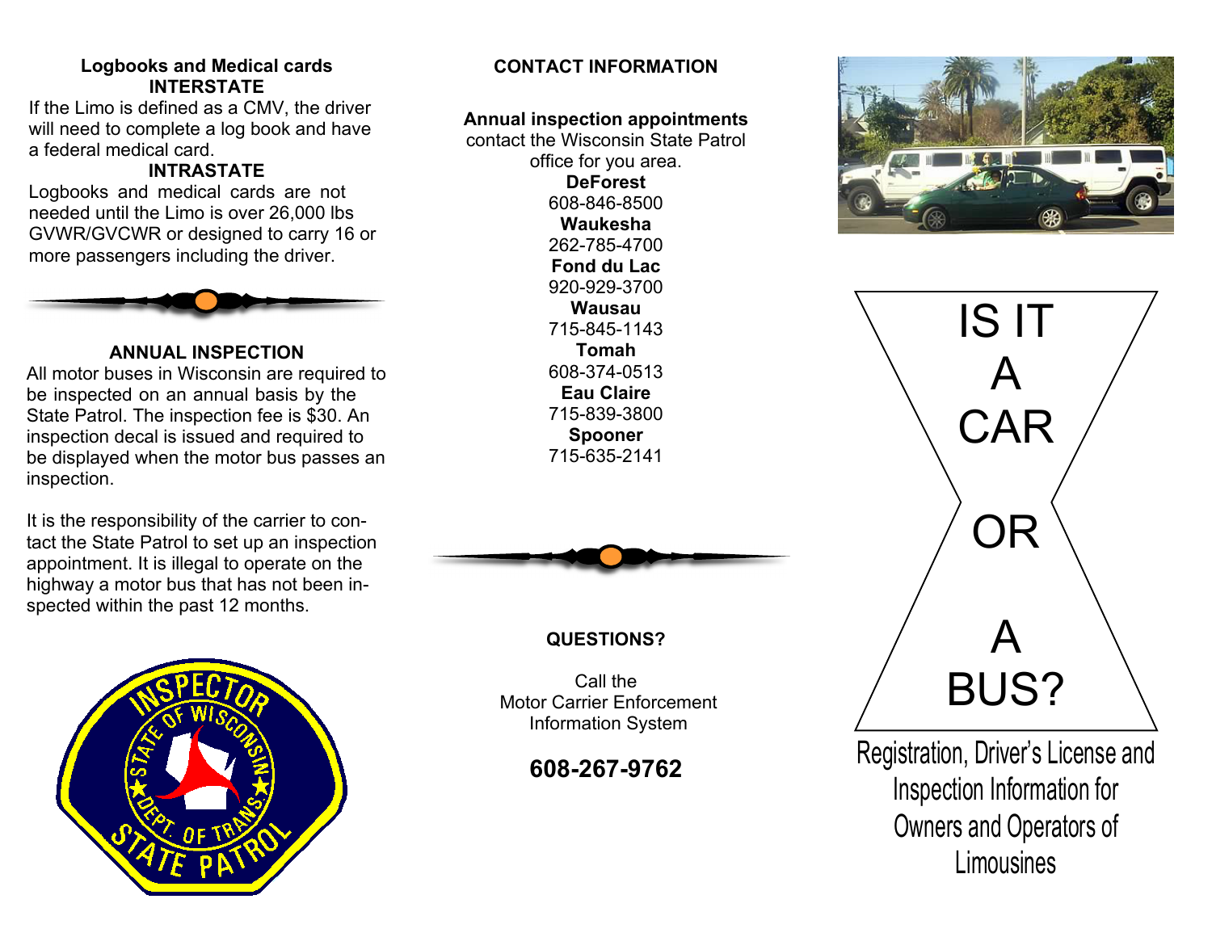### Logbooks and Medical cards

#### INTERSTATE

If the Limo is defined as a CMV, the driver will need to complete a log book and have a federal medical card.

#### INTRASTATE

Logbooks and medical cards are not needed until the Limo is over 26,000 lbs GVWR/GVCWR or designed to carry 16 or more passengers including the driver.

### ANNUAL INSPECTION

All motor buses in Wisconsin are required to be inspected on an annual basis by the State Patrol. The inspection fee is $30. An inspection decal is issued and required to be displayed when the motor bus passes an inspection.

It is the responsibility of the carrier to contact the State Patrol to set up an inspection appointment. It is illegal to operate on the highway a motor bus that has not been inspected within the past 12 months.

### CONTACT INFORMATION

**Annual inspection appointments**
contact the Wisconsin State Patrol office for you area.

**DeForest**
608-846-8500

**Waukesha**
262-785-4700

**Fond du Lac**
920-929-3700

**Wausau**
715-845-1143

**Tomah**
608-374-0513

**Eau Claire**
715-839-3800

**Spooner**
715-635-2141

### QUESTIONS?

Call the
Motor Carrier Enforcement
Information System

**608-267-9762**

# IS IT A CAR OR A BUS?

Registration, Driver's License and Inspection Information for Owners and Operators of Limousines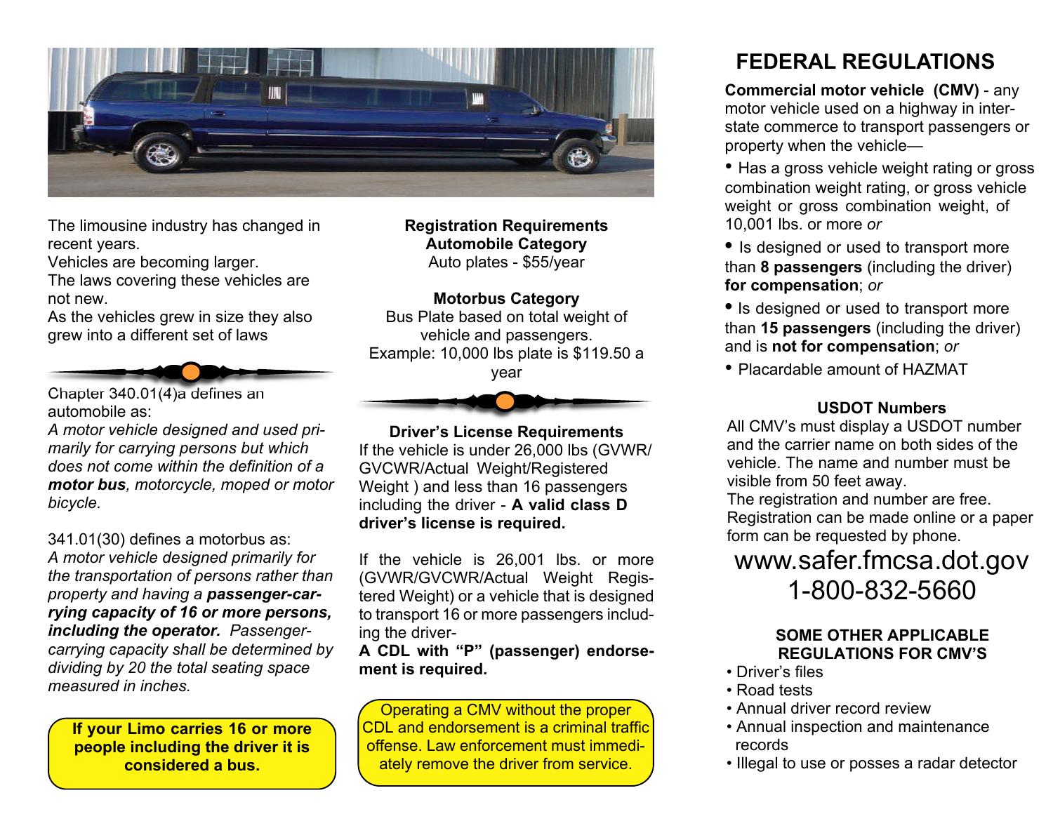The limousine industry has changed in recent years.
Vehicles are becoming larger.
The laws covering these vehicles are not new.
As the vehicles grew in size they also grew into a different set of laws

Chapter 340.01(4)a defines an automobile as:
*A motor vehicle designed and used primarily for carrying persons but which does not come within the definition of a* ***motor bus****, motorcycle, moped or motor bicycle.*

341.01(30) defines a motorbus as:
*A motor vehicle designed primarily for the transportation of persons rather than property and having a* ***passenger-carrying capacity of 16 or more persons, including the operator.*** *Passenger-carrying capacity shall be determined by dividing by 20 the total seating space measured in inches.*

**If your Limo carries 16 or more people including the driver it is considered a bus.**

**Registration Requirements**
**Automobile Category**
Auto plates - $55/year

**Motorbus Category**
Bus Plate based on total weight of vehicle and passengers.
Example: 10,000 lbs plate is $119.50 a year

**Driver's License Requirements**
If the vehicle is under 26,000 lbs (GVWR/GVCWR/Actual Weight/Registered Weight ) and less than 16 passengers including the driver - **A valid class D driver's license is required.**

If the vehicle is 26,001 lbs. or more (GVWR/GVCWR/Actual Weight Registered Weight) or a vehicle that is designed to transport 16 or more passengers including the driver-
**A CDL with "P" (passenger) endorsement is required.**

Operating a CMV without the proper CDL and endorsement is a criminal traffic offense. Law enforcement must immediately remove the driver from service.

## FEDERAL REGULATIONS

**Commercial motor vehicle (CMV)** - any motor vehicle used on a highway in interstate commerce to transport passengers or property when the vehicle—

- Has a gross vehicle weight rating or gross combination weight rating, or gross vehicle weight or gross combination weight, of 10,001 lbs. or more *or*
- Is designed or used to transport more than **8 passengers** (including the driver) **for compensation**; *or*
- Is designed or used to transport more than **15 passengers** (including the driver) and is **not for compensation**; *or*
- Placardable amount of HAZMAT

**USDOT Numbers**
All CMV's must display a USDOT number and the carrier name on both sides of the vehicle. The name and number must be visible from 50 feet away.
The registration and number are free.
Registration can be made online or a paper form can be requested by phone.

www.safer.fmcsa.dot.gov
1-800-832-5660

**SOME OTHER APPLICABLE REGULATIONS FOR CMV'S**

- Driver's files
- Road tests
- Annual driver record review
- Annual inspection and maintenance records
- Illegal to use or posses a radar detector